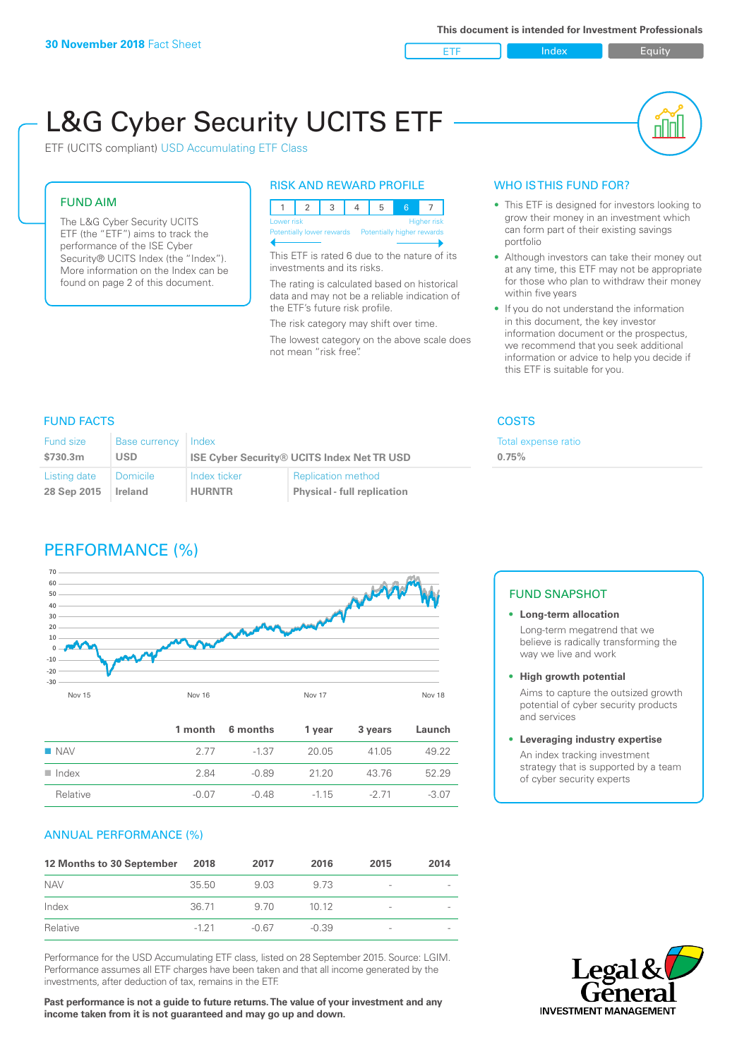**30 November 2018** Fact Sheet

This document is intended for Investment Professionals

ETF | Index | Equity

# L&G Cyber Security UCITS ETF

ETF (UCITS compliant) USD Accumulating ETF Class

## FUND AIM

The L&G Cyber Security UCITS ETF (the "ETF") aims to track the performance of the ISE Cyber Security® UCITS Index (the "Index"). More information on the Index can be found on page 2 of this document.

## RISK AND REWARD PROFILE

| 1 | 2 | 3 | 4 | 5 | 6 | 7 |
|---|---|---|---|---|---|---|

Lower risk — Higher risk
Potentially lower rewards — Potentially higher rewards

This ETF is rated 6 due to the nature of its investments and its risks.

The rating is calculated based on historical data and may not be a reliable indication of the ETF's future risk profile.

The risk category may shift over time.

The lowest category on the above scale does not mean "risk free".

## WHO IS THIS FUND FOR?

- This ETF is designed for investors looking to grow their money in an investment which can form part of their existing savings portfolio
- Although investors can take their money out at any time, this ETF may not be appropriate for those who plan to withdraw their money within five years
- If you do not understand the information in this document, the key investor information document or the prospectus, we recommend that you seek additional information or advice to help you decide if this ETF is suitable for you.

## FUND FACTS

| Fund size | Base currency | Index | |
|---|---|---|---|
| $730.3m | USD | ISE Cyber Security® UCITS Index Net TR USD | |
| **Listing date** | **Domicile** | **Index ticker** | **Replication method** |
| 28 Sep 2015 | Ireland | HURNTR | Physical - full replication |

## COSTS

Total expense ratio
**0.75%**

## PERFORMANCE (%)

| | 1 month | 6 months | 1 year | 3 years | Launch |
|---|---|---|---|---|---|
| NAV | 2.77 | -1.37 | 20.05 | 41.05 | 49.22 |
| Index | 2.84 | -0.89 | 21.20 | 43.76 | 52.29 |
| Relative | -0.07 | -0.48 | -1.15 | -2.71 | -3.07 |

## ANNUAL PERFORMANCE (%)

| 12 Months to 30 September | 2018 | 2017 | 2016 | 2015 | 2014 |
|---|---|---|---|---|---|
| NAV | 35.50 | 9.03 | 9.73 | - | - |
| Index | 36.71 | 9.70 | 10.12 | - | - |
| Relative | -1.21 | -0.67 | -0.39 | - | - |

Performance for the USD Accumulating ETF class, listed on 28 September 2015. Source: LGIM. Performance assumes all ETF charges have been taken and that all income generated by the investments, after deduction of tax, remains in the ETF.

**Past performance is not a guide to future returns. The value of your investment and any income taken from it is not guaranteed and may go up and down.**

## FUND SNAPSHOT

- **Long-term allocation**
  Long-term megatrend that we believe is radically transforming the way we live and work
- **High growth potential**
  Aims to capture the outsized growth potential of cyber security products and services
- **Leveraging industry expertise**
  An index tracking investment strategy that is supported by a team of cyber security experts

Legal & General INVESTMENT MANAGEMENT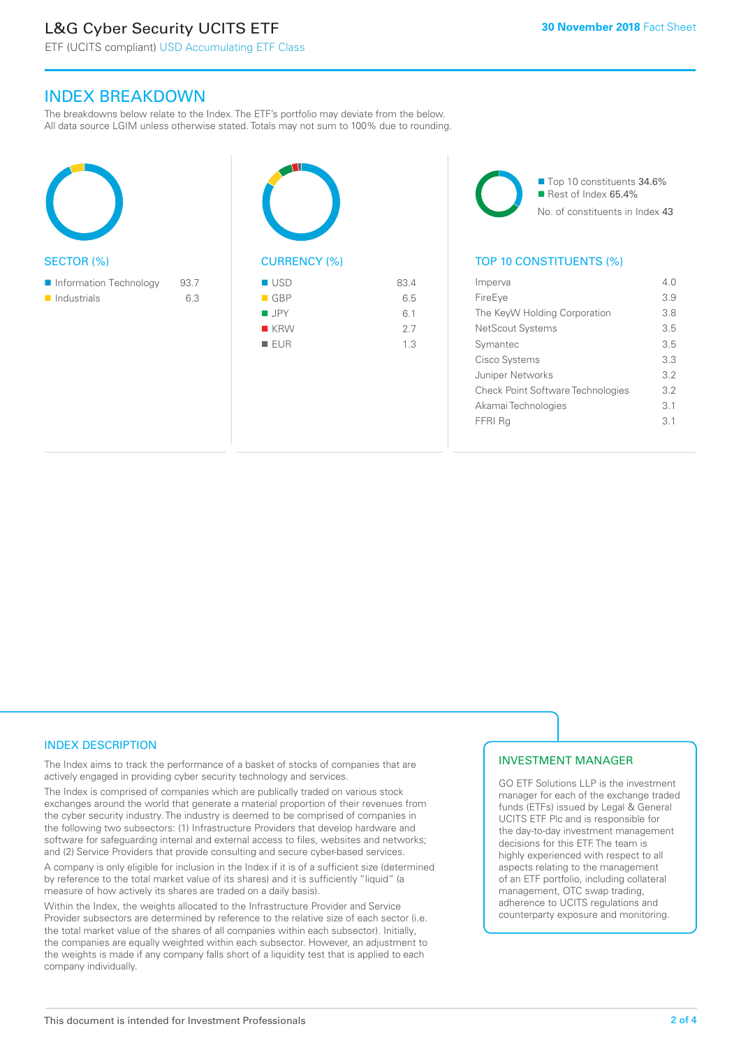# L&G Cyber Security UCITS ETF

ETF (UCITS compliant) USD Accumulating ETF Class

30 November 2018 Fact Sheet

## INDEX BREAKDOWN

The breakdowns below relate to the Index. The ETF's portfolio may deviate from the below. All data source LGIM unless otherwise stated. Totals may not sum to 100% due to rounding.

### SECTOR (%)

| Sector | % |
|---|---|
| Information Technology | 93.7 |
| Industrials | 6.3 |

### CURRENCY (%)

| Currency | % |
|---|---|
| USD | 83.4 |
| GBP | 6.5 |
| JPY | 6.1 |
| KRW | 2.7 |
| EUR | 1.3 |

- Top 10 constituents 34.6%
- Rest of Index 65.4%

No. of constituents in Index 43

### TOP 10 CONSTITUENTS (%)

| Constituent | % |
|---|---|
| Imperva | 4.0 |
| FireEye | 3.9 |
| The KeyW Holding Corporation | 3.8 |
| NetScout Systems | 3.5 |
| Symantec | 3.5 |
| Cisco Systems | 3.3 |
| Juniper Networks | 3.2 |
| Check Point Software Technologies | 3.2 |
| Akamai Technologies | 3.1 |
| FFRI Rg | 3.1 |

## INDEX DESCRIPTION

The Index aims to track the performance of a basket of stocks of companies that are actively engaged in providing cyber security technology and services.

The Index is comprised of companies which are publically traded on various stock exchanges around the world that generate a material proportion of their revenues from the cyber security industry. The industry is deemed to be comprised of companies in the following two subsectors: (1) Infrastructure Providers that develop hardware and software for safeguarding internal and external access to files, websites and networks; and (2) Service Providers that provide consulting and secure cyber-based services.

A company is only eligible for inclusion in the Index if it is of a sufficient size (determined by reference to the total market value of its shares) and it is sufficiently "liquid" (a measure of how actively its shares are traded on a daily basis).

Within the Index, the weights allocated to the Infrastructure Provider and Service Provider subsectors are determined by reference to the relative size of each sector (i.e. the total market value of the shares of all companies within each subsector). Initially, the companies are equally weighted within each subsector. However, an adjustment to the weights is made if any company falls short of a liquidity test that is applied to each company individually.

## INVESTMENT MANAGER

GO ETF Solutions LLP is the investment manager for each of the exchange traded funds (ETFs) issued by Legal & General UCITS ETF Plc and is responsible for the day-to-day investment management decisions for this ETF. The team is highly experienced with respect to all aspects relating to the management of an ETF portfolio, including collateral management, OTC swap trading, adherence to UCITS regulations and counterparty exposure and monitoring.

This document is intended for Investment Professionals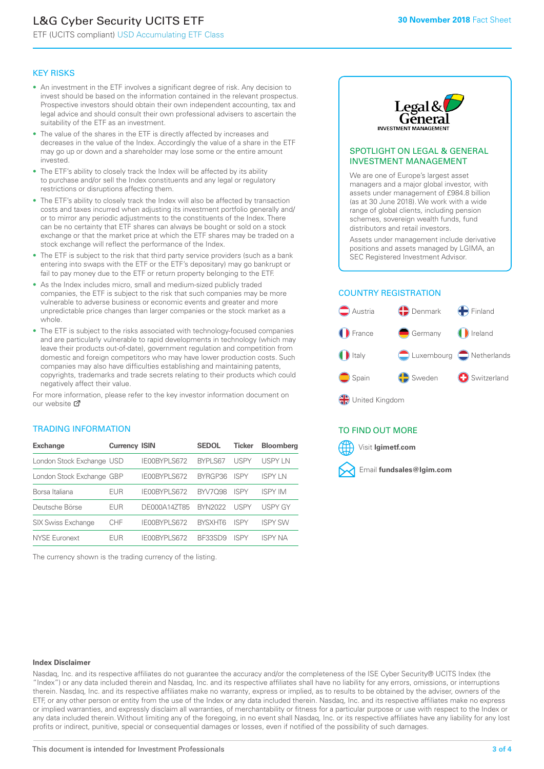# L&G Cyber Security UCITS ETF

ETF (UCITS compliant) USD Accumulating ETF Class

**30 November 2018** Fact Sheet

## KEY RISKS

- An investment in the ETF involves a significant degree of risk. Any decision to invest should be based on the information contained in the relevant prospectus. Prospective investors should obtain their own independent accounting, tax and legal advice and should consult their own professional advisers to ascertain the suitability of the ETF as an investment.
- The value of the shares in the ETF is directly affected by increases and decreases in the value of the Index. Accordingly the value of a share in the ETF may go up or down and a shareholder may lose some or the entire amount invested.
- The ETF's ability to closely track the Index will be affected by its ability to purchase and/or sell the Index constituents and any legal or regulatory restrictions or disruptions affecting them.
- The ETF's ability to closely track the Index will also be affected by transaction costs and taxes incurred when adjusting its investment portfolio generally and/or to mirror any periodic adjustments to the constituents of the Index. There can be no certainty that ETF shares can always be bought or sold on a stock exchange or that the market price at which the ETF shares may be traded on a stock exchange will reflect the performance of the Index.
- The ETF is subject to the risk that third party service providers (such as a bank entering into swaps with the ETF or the ETF's depositary) may go bankrupt or fail to pay money due to the ETF or return property belonging to the ETF.
- As the Index includes micro, small and medium-sized publicly traded companies, the ETF is subject to the risk that such companies may be more vulnerable to adverse business or economic events and greater and more unpredictable price changes than larger companies or the stock market as a whole.
- The ETF is subject to the risks associated with technology-focused companies and are particularly vulnerable to rapid developments in technology (which may leave their products out-of-date), government regulation and competition from domestic and foreign competitors who may have lower production costs. Such companies may also have difficulties establishing and maintaining patents, copyrights, trademarks and trade secrets relating to their products which could negatively affect their value.

For more information, please refer to the key investor information document on our website

## SPOTLIGHT ON LEGAL & GENERAL INVESTMENT MANAGEMENT

We are one of Europe's largest asset managers and a major global investor, with assets under management of £984.8 billion (as at 30 June 2018). We work with a wide range of global clients, including pension schemes, sovereign wealth funds, fund distributors and retail investors.

Assets under management include derivative positions and assets managed by LGIMA, an SEC Registered Investment Advisor.

## COUNTRY REGISTRATION

Austria, Denmark, Finland, France, Germany, Ireland, Italy, Luxembourg, Netherlands, Spain, Sweden, Switzerland, United Kingdom

## TRADING INFORMATION

| Exchange | Currency | ISIN | SEDOL | Ticker | Bloomberg |
|---|---|---|---|---|---|
| London Stock Exchange | USD | IE00BYPLS672 | BYPLS67 | USPY | USPY LN |
| London Stock Exchange | GBP | IE00BYPLS672 | BYRGP36 | ISPY | ISPY LN |
| Borsa Italiana | EUR | IE00BYPLS672 | BYV7Q98 | ISPY | ISPY IM |
| Deutsche Börse | EUR | DE000A14ZT85 | BYN2022 | USPY | USPY GY |
| SIX Swiss Exchange | CHF | IE00BYPLS672 | BYSXHT6 | ISPY | ISPY SW |
| NYSE Euronext | EUR | IE00BYPLS672 | BF33SD9 | ISPY | ISPY NA |

The currency shown is the trading currency of the listing.

## TO FIND OUT MORE

Visit **lgimetf.com**

Email **fundsales@lgim.com**

**Index Disclaimer**

Nasdaq, Inc. and its respective affiliates do not guarantee the accuracy and/or the completeness of the ISE Cyber Security® UCITS Index (the "Index") or any data included therein and Nasdaq, Inc. and its respective affiliates shall have no liability for any errors, omissions, or interruptions therein. Nasdaq, Inc. and its respective affiliates make no warranty, express or implied, as to results to be obtained by the adviser, owners of the ETF, or any other person or entity from the use of the Index or any data included therein. Nasdaq, Inc. and its respective affiliates make no express or implied warranties, and expressly disclaim all warranties, of merchantability or fitness for a particular purpose or use with respect to the Index or any data included therein. Without limiting any of the foregoing, in no event shall Nasdaq, Inc. or its respective affiliates have any liability for any lost profits or indirect, punitive, special or consequential damages or losses, even if notified of the possibility of such damages.

This document is intended for Investment Professionals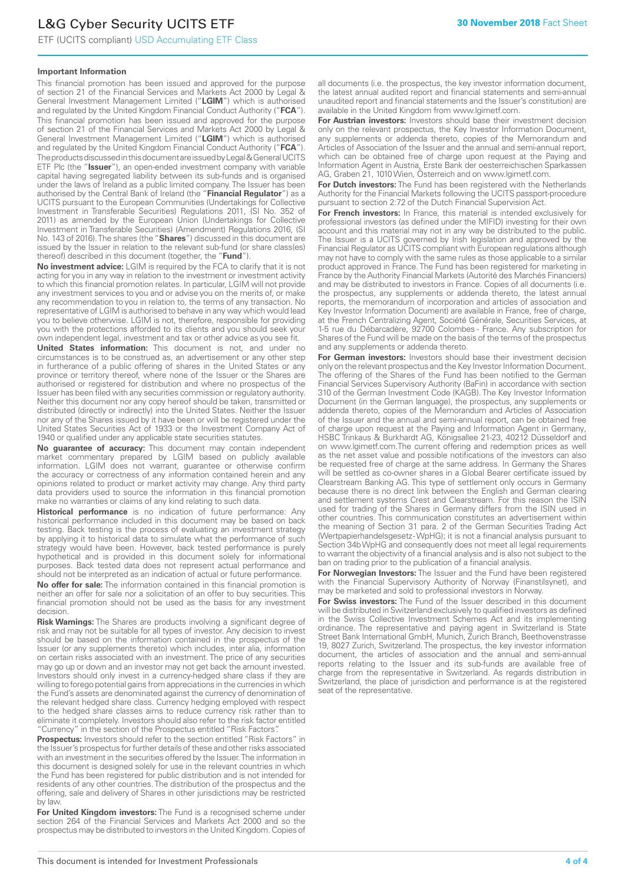# L&G Cyber Security UCITS ETF

ETF (UCITS compliant) USD Accumulating ETF Class

**30 November 2018** Fact Sheet

### Important Information

This financial promotion has been issued and approved for the purpose of section 21 of the Financial Services and Markets Act 2000 by Legal & General Investment Management Limited ("**LGIM**") which is authorised and regulated by the United Kingdom Financial Conduct Authority ("**FCA**"). This financial promotion has been issued and approved for the purpose of section 21 of the Financial Services and Markets Act 2000 by Legal & General Investment Management Limited ("**LGIM**") which is authorised and regulated by the United Kingdom Financial Conduct Authority ("**FCA**"). The products discussed in this document are issued by Legal & General UCITS ETF Plc (the "**Issuer**"), an open-ended investment company with variable capital having segregated liability between its sub-funds and is organised under the laws of Ireland as a public limited company. The Issuer has been authorised by the Central Bank of Ireland (the "**Financial Regulator**") as a UCITS pursuant to the European Communities (Undertakings for Collective Investment in Transferable Securities) Regulations 2011, (SI No. 352 of 2011) as amended by the European Union (Undertakings for Collective Investment in Transferable Securities) (Amendment) Regulations 2016, (SI No. 143 of 2016). The shares (the "**Shares**") discussed in this document are issued by the Issuer in relation to the relevant sub-fund (or share class(es) thereof) described in this document (together, the "**Fund**").

**No investment advice:** LGIM is required by the FCA to clarify that it is not acting for you in any way in relation to the investment or investment activity to which this financial promotion relates. In particular, LGIM will not provide any investment services to you and or advise you on the merits of, or make any recommendation to you in relation to, the terms of any transaction. No representative of LGIM is authorised to behave in any way which would lead you to believe otherwise. LGIM is not, therefore, responsible for providing you with the protections afforded to its clients and you should seek your own independent legal, investment and tax or other advice as you see fit.

**United States information:** This document is not, and under no circumstances is to be construed as, an advertisement or any other step in furtherance of a public offering of shares in the United States or any province or territory thereof, where none of the Issuer or the Shares are authorised or registered for distribution and where no prospectus of the Issuer has been filed with any securities commission or regulatory authority. Neither this document nor any copy hereof should be taken, transmitted or distributed (directly or indirectly) into the United States. Neither the Issuer nor any of the Shares issued by it have been or will be registered under the United States Securities Act of 1933 or the Investment Company Act of 1940 or qualified under any applicable state securities statutes.

**No guarantee of accuracy:** This document may contain independent market commentary prepared by LGIM based on publicly available information. LGIM does not warrant, guarantee or otherwise confirm the accuracy or correctness of any information contained herein and any opinions related to product or market activity may change. Any third party data providers used to source the information in this financial promotion make no warranties or claims of any kind relating to such data.

**Historical performance** is no indication of future performance: Any historical performance included in this document may be based on back testing. Back testing is the process of evaluating an investment strategy by applying it to historical data to simulate what the performance of such strategy would have been. However, back tested performance is purely hypothetical and is provided in this document solely for informational purposes. Back tested data does not represent actual performance and should not be interpreted as an indication of actual or future performance.

**No offer for sale:** The information contained in this financial promotion is neither an offer for sale nor a solicitation of an offer to buy securities. This financial promotion should not be used as the basis for any investment decision.

**Risk Warnings:** The Shares are products involving a significant degree of risk and may not be suitable for all types of investor. Any decision to invest should be based on the information contained in the prospectus of the Issuer (or any supplements thereto) which includes, inter alia, information on certain risks associated with an investment. The price of any securities may go up or down and an investor may not get back the amount invested. Investors should only invest in a currency-hedged share class if they are willing to forego potential gains from appreciations in the currencies in which the Fund's assets are denominated against the currency of denomination of the relevant hedged share class. Currency hedging employed with respect to the hedged share classes aims to reduce currency risk rather than to eliminate it completely. Investors should also refer to the risk factor entitled "Currency" in the section of the Prospectus entitled "Risk Factors".

**Prospectus:** Investors should refer to the section entitled "Risk Factors" in the Issuer's prospectus for further details of these and other risks associated with an investment in the securities offered by the Issuer. The information in this document is designed solely for use in the relevant countries in which the Fund has been registered for public distribution and is not intended for residents of any other countries. The distribution of the prospectus and the offering, sale and delivery of Shares in other jurisdictions may be restricted by law.

**For United Kingdom investors:** The Fund is a recognised scheme under section 264 of the Financial Services and Markets Act 2000 and so the prospectus may be distributed to investors in the United Kingdom. Copies of all documents (i.e. the prospectus, the key investor information document, the latest annual audited report and financial statements and semi-annual unaudited report and financial statements and the Issuer's constitution) are available in the United Kingdom from www.lgimetf.com.

**For Austrian investors:** Investors should base their investment decision only on the relevant prospectus, the Key Investor Information Document, any supplements or addenda thereto, copies of the Memorandum and Articles of Association of the Issuer and the annual and semi-annual report, which can be obtained free of charge upon request at the Paying and Information Agent in Austria, Erste Bank der oesterreichischen Sparkassen AG, Graben 21, 1010 Wien, Österreich and on www.lgimetf.com.

**For Dutch investors:** The Fund has been registered with the Netherlands Authority for the Financial Markets following the UCITS passport-procedure pursuant to section 2:72 of the Dutch Financial Supervision Act.

**For French investors:** In France, this material is intended exclusively for professional investors (as defined under the MIFID) investing for their own account and this material may not in any way be distributed to the public. The Issuer is a UCITS governed by Irish legislation and approved by the Financial Regulator as UCITS compliant with European regulations although may not have to comply with the same rules as those applicable to a similar product approved in France. The Fund has been registered for marketing in France by the Authority Financial Markets (Autorité des Marchés Financiers) and may be distributed to investors in France. Copies of all documents (i.e. the prospectus, any supplements or addenda thereto, the latest annual reports, the memorandum of incorporation and articles of association and Key Investor Information Document) are available in France, free of charge, at the French Centralizing Agent, Société Générale, Securities Services, at 1-5 rue du Débarcadère, 92700 Colombes - France. Any subscription for Shares of the Fund will be made on the basis of the terms of the prospectus and any supplements or addenda thereto.

**For German investors:** Investors should base their investment decision only on the relevant prospectus and the Key Investor Information Document. The offering of the Shares of the Fund has been notified to the German Financial Services Supervisory Authority (BaFin) in accordance with section 310 of the German Investment Code (KAGB). The Key Investor Information Document (in the German language), the prospectus, any supplements or addenda thereto, copies of the Memorandum and Articles of Association of the Issuer and the annual and semi-annual report, can be obtained free of charge upon request at the Paying and Information Agent in Germany, HSBC Trinkaus & Burkhardt AG, Königsallee 21-23, 40212 Düsseldorf and on www.lgimetf.com.The current offering and redemption prices as well as the net asset value and possible notifications of the investors can also be requested free of charge at the same address. In Germany the Shares will be settled as co-owner shares in a Global Bearer certificate issued by Clearstream Banking AG. This type of settlement only occurs in Germany because there is no direct link between the English and German clearing and settlement systems Crest and Clearstream. For this reason the ISIN used for trading of the Shares in Germany differs from the ISIN used in other countries. This communication constitutes an advertisement within the meaning of Section 31 para. 2 of the German Securities Trading Act (Wertpapierhandelsgesetz - WpHG); it is not a financial analysis pursuant to Section 34b WpHG and consequently does not meet all legal requirements to warrant the objectivity of a financial analysis and is also not subject to the ban on trading prior to the publication of a financial analysis.

**For Norwegian Investors:** The Issuer and the Fund have been registered with the Financial Supervisory Authority of Norway (Finanstilsynet), and may be marketed and sold to professional investors in Norway.

**For Swiss investors:** The Fund of the Issuer described in this document will be distributed in Switzerland exclusively to qualified investors as defined in the Swiss Collective Investment Schemes Act and its implementing ordinance. The representative and paying agent in Switzerland is State Street Bank International GmbH, Munich, Zurich Branch, Beethovenstrasse 19, 8027 Zurich, Switzerland. The prospectus, the key investor information document, the articles of association and the annual and semi-annual reports relating to the Issuer and its sub-funds are available free of charge from the representative in Switzerland. As regards distribution in Switzerland, the place of jurisdiction and performance is at the registered seat of the representative.

This document is intended for Investment Professionals